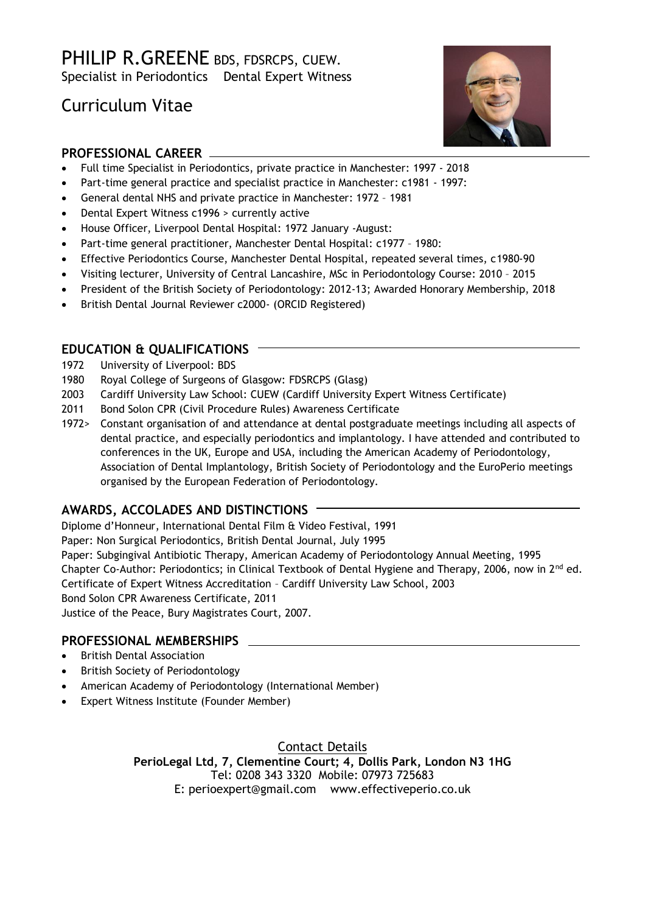# PHILIP R.GREENE BDS, FDSRCPS, CUEW.

Specialist in Periodontics    Dental Expert Witness

## Curriculum Vitae

### PROFESSIONAL CAREER

- Full time Specialist in Periodontics, private practice in Manchester: 1997 - 2018
- Part-time general practice and specialist practice in Manchester: c1981 - 1997:
- General dental NHS and private practice in Manchester: 1972 – 1981
- Dental Expert Witness c1996 > currently active
- House Officer, Liverpool Dental Hospital: 1972 January -August:
- Part-time general practitioner, Manchester Dental Hospital: c1977 – 1980:
- Effective Periodontics Course, Manchester Dental Hospital, repeated several times, c1980-90
- Visiting lecturer, University of Central Lancashire, MSc in Periodontology Course: 2010 – 2015
- President of the British Society of Periodontology: 2012-13; Awarded Honorary Membership, 2018
- British Dental Journal Reviewer c2000- (ORCID Registered)

### EDUCATION & QUALIFICATIONS

1972 University of Liverpool: BDS
1980 Royal College of Surgeons of Glasgow: FDSRCPS (Glasg)
2003 Cardiff University Law School: CUEW (Cardiff University Expert Witness Certificate)
2011 Bond Solon CPR (Civil Procedure Rules) Awareness Certificate
1972> Constant organisation of and attendance at dental postgraduate meetings including all aspects of dental practice, and especially periodontics and implantology. I have attended and contributed to conferences in the UK, Europe and USA, including the American Academy of Periodontology, Association of Dental Implantology, British Society of Periodontology and the EuroPerio meetings organised by the European Federation of Periodontology.

### AWARDS, ACCOLADES AND DISTINCTIONS

Diplome d'Honneur, International Dental Film & Video Festival, 1991
Paper: Non Surgical Periodontics, British Dental Journal, July 1995
Paper: Subgingival Antibiotic Therapy, American Academy of Periodontology Annual Meeting, 1995
Chapter Co-Author: Periodontics; in Clinical Textbook of Dental Hygiene and Therapy, 2006, now in 2nd ed.
Certificate of Expert Witness Accreditation – Cardiff University Law School, 2003
Bond Solon CPR Awareness Certificate, 2011
Justice of the Peace, Bury Magistrates Court, 2007.

### PROFESSIONAL MEMBERSHIPS

- British Dental Association
- British Society of Periodontology
- American Academy of Periodontology (International Member)
- Expert Witness Institute (Founder Member)

Contact Details

**PerioLegal Ltd, 7, Clementine Court; 4, Dollis Park, London N3 1HG**
Tel: 0208 343 3320 Mobile: 07973 725683
E: perioexpert@gmail.com    www.effectiveperio.co.uk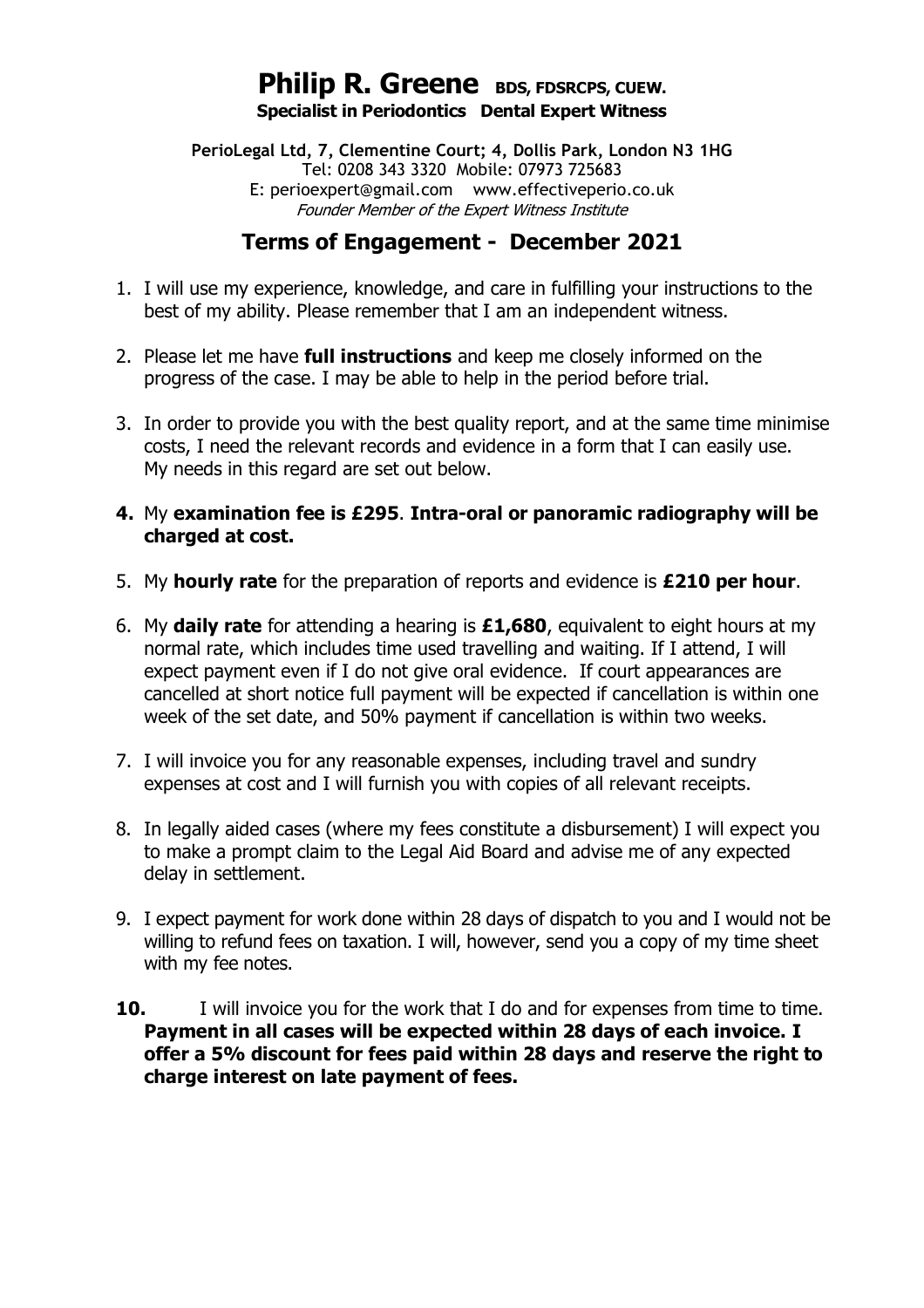# Philip R. Greene BDS, FDSRCPS, CUEW.

**Specialist in Periodontics Dental Expert Witness**

**PerioLegal Ltd, 7, Clementine Court; 4, Dollis Park, London N3 1HG**
Tel: 0208 343 3320 Mobile: 07973 725683
E: perioexpert@gmail.com www.effectiveperio.co.uk
*Founder Member of the Expert Witness Institute*

## Terms of Engagement - December 2021

1. I will use my experience, knowledge, and care in fulfilling your instructions to the best of my ability. Please remember that I am an independent witness.

2. Please let me have **full instructions** and keep me closely informed on the progress of the case. I may be able to help in the period before trial.

3. In order to provide you with the best quality report, and at the same time minimise costs, I need the relevant records and evidence in a form that I can easily use. My needs in this regard are set out below.

4. My **examination fee is £295**. **Intra-oral or panoramic radiography will be charged at cost.**

5. My **hourly rate** for the preparation of reports and evidence is **£210 per hour**.

6. My **daily rate** for attending a hearing is **£1,680**, equivalent to eight hours at my normal rate, which includes time used travelling and waiting. If I attend, I will expect payment even if I do not give oral evidence. If court appearances are cancelled at short notice full payment will be expected if cancellation is within one week of the set date, and 50% payment if cancellation is within two weeks.

7. I will invoice you for any reasonable expenses, including travel and sundry expenses at cost and I will furnish you with copies of all relevant receipts.

8. In legally aided cases (where my fees constitute a disbursement) I will expect you to make a prompt claim to the Legal Aid Board and advise me of any expected delay in settlement.

9. I expect payment for work done within 28 days of dispatch to you and I would not be willing to refund fees on taxation. I will, however, send you a copy of my time sheet with my fee notes.

10. I will invoice you for the work that I do and for expenses from time to time. **Payment in all cases will be expected within 28 days of each invoice. I offer a 5% discount for fees paid within 28 days and reserve the right to charge interest on late payment of fees.**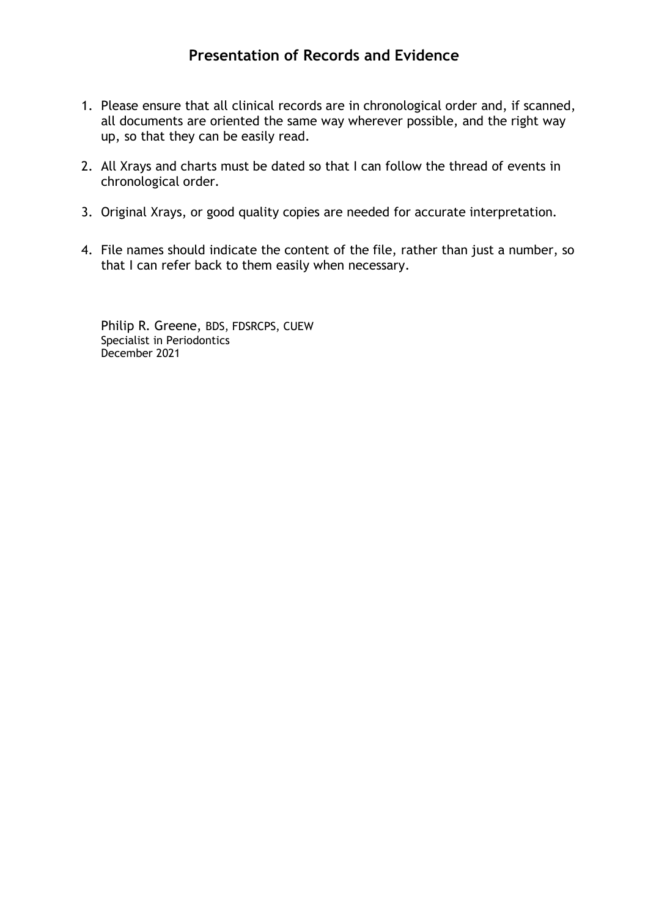## Presentation of Records and Evidence

1. Please ensure that all clinical records are in chronological order and, if scanned, all documents are oriented the same way wherever possible, and the right way up, so that they can be easily read.

2. All Xrays and charts must be dated so that I can follow the thread of events in chronological order.

3. Original Xrays, or good quality copies are needed for accurate interpretation.

4. File names should indicate the content of the file, rather than just a number, so that I can refer back to them easily when necessary.

Philip R. Greene, BDS, FDSRCPS, CUEW
Specialist in Periodontics
December 2021